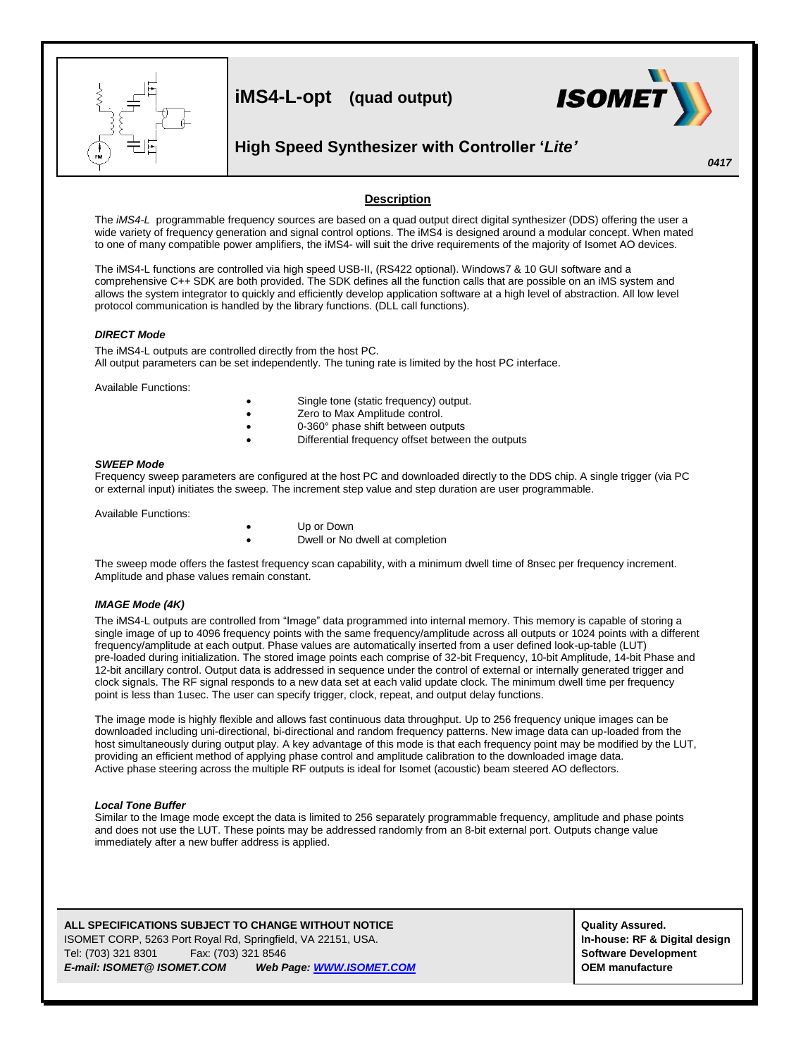# iMS4-L-opt (quad output)

## High Speed Synthesizer with Controller '*Lite*'

*0417*

## Description

The *iMS4-L* programmable frequency sources are based on a quad output direct digital synthesizer (DDS) offering the user a wide variety of frequency generation and signal control options. The iMS4 is designed around a modular concept. When mated to one of many compatible power amplifiers, the iMS4- will suit the drive requirements of the majority of Isomet AO devices.

The iMS4-L functions are controlled via high speed USB-II, (RS422 optional). Windows7 & 10 GUI software and a comprehensive C++ SDK are both provided. The SDK defines all the function calls that are possible on an iMS system and allows the system integrator to quickly and efficiently develop application software at a high level of abstraction. All low level protocol communication is handled by the library functions. (DLL call functions).

### *DIRECT Mode*

The iMS4-L outputs are controlled directly from the host PC.
All output parameters can be set independently. The tuning rate is limited by the host PC interface.

Available Functions:

- Single tone (static frequency) output.
- Zero to Max Amplitude control.
- 0-360° phase shift between outputs
- Differential frequency offset between the outputs

### *SWEEP Mode*

Frequency sweep parameters are configured at the host PC and downloaded directly to the DDS chip. A single trigger (via PC or external input) initiates the sweep. The increment step value and step duration are user programmable.

Available Functions:

- Up or Down
- Dwell or No dwell at completion

The sweep mode offers the fastest frequency scan capability, with a minimum dwell time of 8nsec per frequency increment. Amplitude and phase values remain constant.

### *IMAGE Mode (4K)*

The iMS4-L outputs are controlled from "Image" data programmed into internal memory. This memory is capable of storing a single image of up to 4096 frequency points with the same frequency/amplitude across all outputs or 1024 points with a different frequency/amplitude at each output. Phase values are automatically inserted from a user defined look-up-table (LUT) pre-loaded during initialization. The stored image points each comprise of 32-bit Frequency, 10-bit Amplitude, 14-bit Phase and 12-bit ancillary control. Output data is addressed in sequence under the control of external or internally generated trigger and clock signals. The RF signal responds to a new data set at each valid update clock. The minimum dwell time per frequency point is less than 1usec. The user can specify trigger, clock, repeat, and output delay functions.

The image mode is highly flexible and allows fast continuous data throughput. Up to 256 frequency unique images can be downloaded including uni-directional, bi-directional and random frequency patterns. New image data can up-loaded from the host simultaneously during output play. A key advantage of this mode is that each frequency point may be modified by the LUT, providing an efficient method of applying phase control and amplitude calibration to the downloaded image data.
Active phase steering across the multiple RF outputs is ideal for Isomet (acoustic) beam steered AO deflectors.

### *Local Tone Buffer*

Similar to the Image mode except the data is limited to 256 separately programmable frequency, amplitude and phase points and does not use the LUT. These points may be addressed randomly from an 8-bit external port. Outputs change value immediately after a new buffer address is applied.

**ALL SPECIFICATIONS SUBJECT TO CHANGE WITHOUT NOTICE**
ISOMET CORP, 5263 Port Royal Rd, Springfield, VA 22151, USA.
Tel: (703) 321 8301 Fax: (703) 321 8546
***E-mail: ISOMET@ ISOMET.COM*** ***Web Page: WWW.ISOMET.COM***

**Quality Assured.**
**In-house: RF & Digital design**
**Software Development**
**OEM manufacture**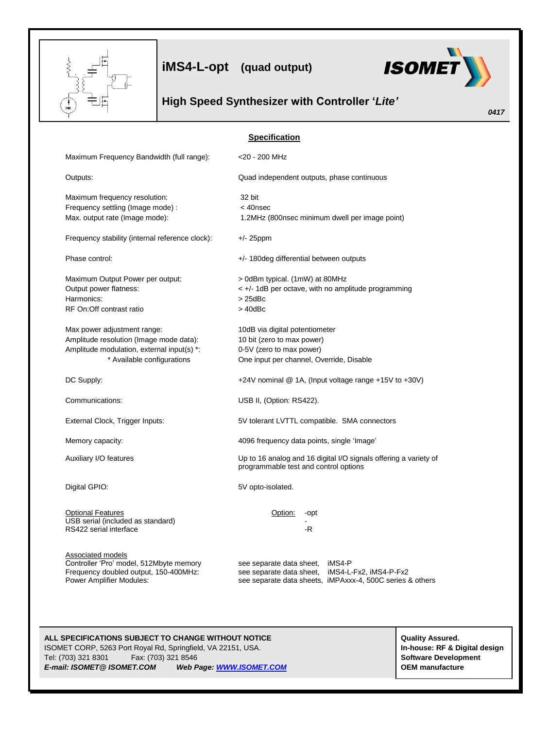# iMS4-L-opt (quad output)

## High Speed Synthesizer with Controller '*Lite*'

***0417***

## Specification

| | |
|---|---|
| Maximum Frequency Bandwidth (full range): | <20 - 200 MHz |
| Outputs: | Quad independent outputs, phase continuous |
| Maximum frequency resolution: | 32 bit |
| Frequency settling (Image mode) : | < 40nsec |
| Max. output rate (Image mode): | 1.2MHz (800nsec minimum dwell per image point) |
| Frequency stability (internal reference clock): | +/- 25ppm |
| Phase control: | +/- 180deg differential between outputs |
| Maximum Output Power per output: | > 0dBm typical. (1mW) at 80MHz |
| Output power flatness: | < +/- 1dB per octave, with no amplitude programming |
| Harmonics: | > 25dBc |
| RF On:Off contrast ratio | > 40dBc |
| Max power adjustment range: | 10dB via digital potentiometer |
| Amplitude resolution (Image mode data): | 10 bit (zero to max power) |
| Amplitude modulation, external input(s) *: | 0-5V (zero to max power) |
| * Available configurations | One input per channel, Override, Disable |
| DC Supply: | +24V nominal @ 1A, (Input voltage range +15V to +30V) |
| Communications: | USB II, (Option: RS422). |
| External Clock, Trigger Inputs: | 5V tolerant LVTTL compatible. SMA connectors |
| Memory capacity: | 4096 frequency data points, single 'Image' |
| Auxiliary I/O features | Up to 16 analog and 16 digital I/O signals offering a variety of programmable test and control options |
| Digital GPIO: | 5V opto-isolated. |

| Optional Features | Option: -opt |
|---|---|
| USB serial (included as standard) | - |
| RS422 serial interface | -R |

| Associated models | | |
|---|---|---|
| Controller 'Pro' model, 512Mbyte memory | see separate data sheet, | iMS4-P |
| Frequency doubled output, 150-400MHz: | see separate data sheet, | iMS4-L-Fx2, iMS4-P-Fx2 |
| Power Amplifier Modules: | see separate data sheets, | iMPAxxx-4, 500C series & others |

**ALL SPECIFICATIONS SUBJECT TO CHANGE WITHOUT NOTICE**
ISOMET CORP, 5263 Port Royal Rd, Springfield, VA 22151, USA.
Tel: (703) 321 8301 Fax: (703) 321 8546
***E-mail: ISOMET@ ISOMET.COM Web Page: WWW.ISOMET.COM***

**Quality Assured.**
**In-house: RF & Digital design**
**Software Development**
**OEM manufacture**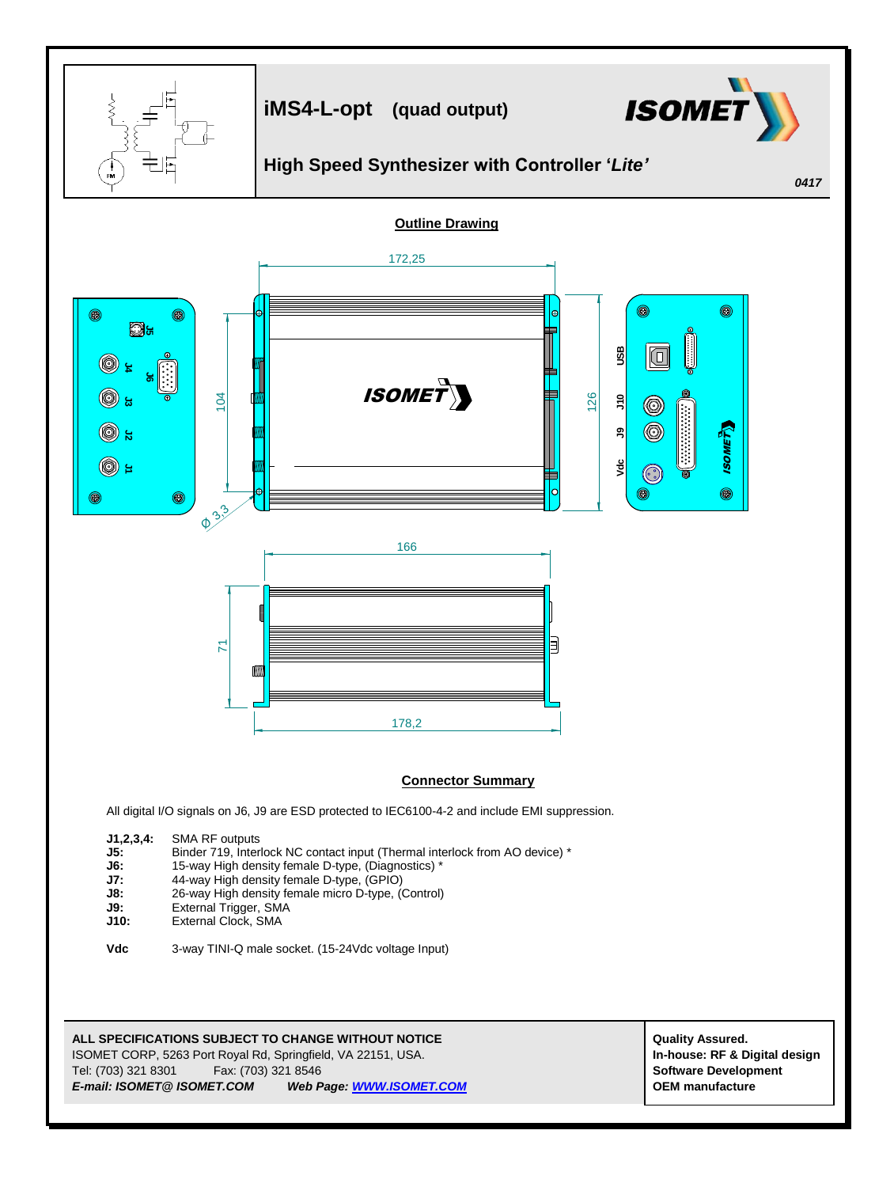# iMS4-L-opt (quad output)

## High Speed Synthesizer with Controller '*Lite*'

*0417*

**Outline Drawing**

172,25

104

126

Ø 3,3

166

71

178,2

J5

J4

J6

J3

J2

J1

USB

J10

J9

Vdc

ISOMET

**Connector Summary**

All digital I/O signals on J6, J9 are ESD protected to IEC6100-4-2 and include EMI suppression.

| | |
|---|---|
| **J1,2,3,4:** | SMA RF outputs |
| **J5:** | Binder 719, Interlock NC contact input (Thermal interlock from AO device) * |
| **J6:** | 15-way High density female D-type, (Diagnostics) * |
| **J7:** | 44-way High density female D-type, (GPIO) |
| **J8:** | 26-way High density female micro D-type, (Control) |
| **J9:** | External Trigger, SMA |
| **J10:** | External Clock, SMA |
| **Vdc** | 3-way TINI-Q male socket. (15-24Vdc voltage Input) |

**ALL SPECIFICATIONS SUBJECT TO CHANGE WITHOUT NOTICE**
ISOMET CORP, 5263 Port Royal Rd, Springfield, VA 22151, USA.
Tel: (703) 321 8301 Fax: (703) 321 8546
***E-mail: ISOMET@ ISOMET.COM*** ***Web Page: [WWW.ISOMET.COM](http://www.isomet.com)***

**Quality Assured.**
**In-house: RF & Digital design**
**Software Development**
**OEM manufacture**